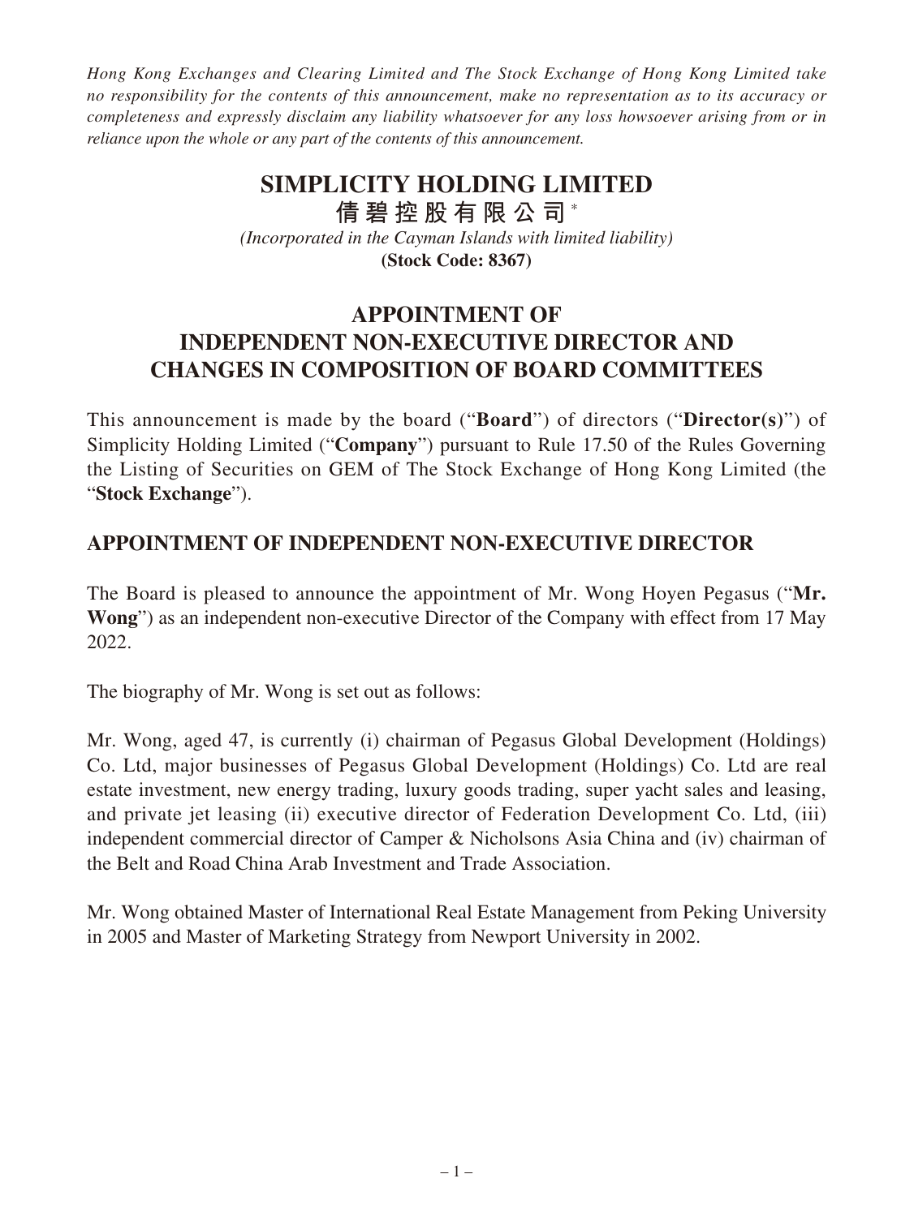*Hong Kong Exchanges and Clearing Limited and The Stock Exchange of Hong Kong Limited take no responsibility for the contents of this announcement, make no representation as to its accuracy or completeness and expressly disclaim any liability whatsoever for any loss howsoever arising from or in reliance upon the whole or any part of the contents of this announcement.*

# SIMPLICITY HOLDING LIMITED

# 倩碧控股有限公司*

*(Incorporated in the Cayman Islands with limited liability)*

**(Stock Code: 8367)**

# APPOINTMENT OF INDEPENDENT NON-EXECUTIVE DIRECTOR AND CHANGES IN COMPOSITION OF BOARD COMMITTEES

This announcement is made by the board ("**Board**") of directors ("**Director(s)**") of Simplicity Holding Limited ("**Company**") pursuant to Rule 17.50 of the Rules Governing the Listing of Securities on GEM of The Stock Exchange of Hong Kong Limited (the "**Stock Exchange**").

## APPOINTMENT OF INDEPENDENT NON-EXECUTIVE DIRECTOR

The Board is pleased to announce the appointment of Mr. Wong Hoyen Pegasus ("**Mr. Wong**") as an independent non-executive Director of the Company with effect from 17 May 2022.

The biography of Mr. Wong is set out as follows:

Mr. Wong, aged 47, is currently (i) chairman of Pegasus Global Development (Holdings) Co. Ltd, major businesses of Pegasus Global Development (Holdings) Co. Ltd are real estate investment, new energy trading, luxury goods trading, super yacht sales and leasing, and private jet leasing (ii) executive director of Federation Development Co. Ltd, (iii) independent commercial director of Camper & Nicholsons Asia China and (iv) chairman of the Belt and Road China Arab Investment and Trade Association.

Mr. Wong obtained Master of International Real Estate Management from Peking University in 2005 and Master of Marketing Strategy from Newport University in 2002.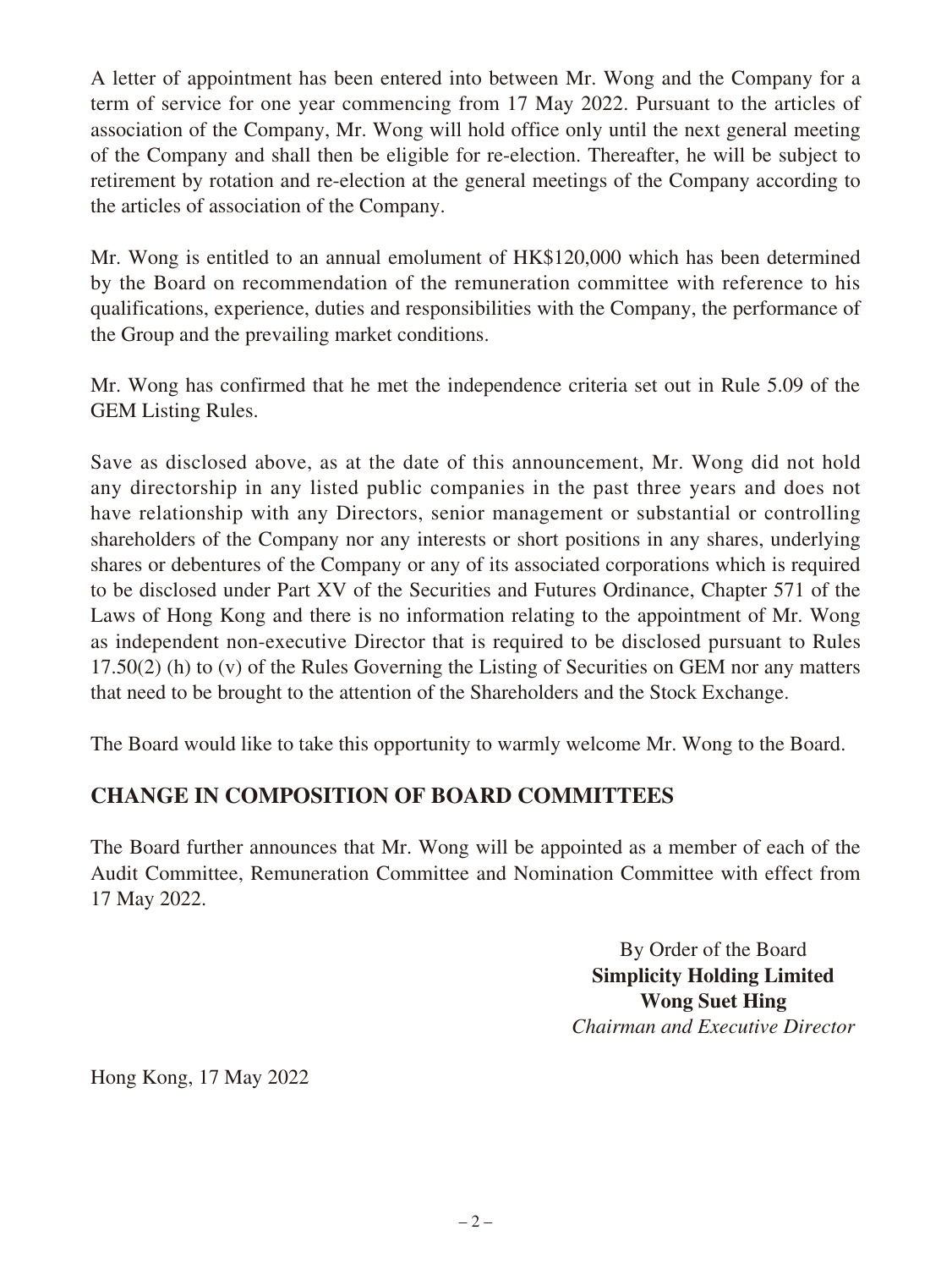A letter of appointment has been entered into between Mr. Wong and the Company for a term of service for one year commencing from 17 May 2022. Pursuant to the articles of association of the Company, Mr. Wong will hold office only until the next general meeting of the Company and shall then be eligible for re-election. Thereafter, he will be subject to retirement by rotation and re-election at the general meetings of the Company according to the articles of association of the Company.

Mr. Wong is entitled to an annual emolument of HK$120,000 which has been determined by the Board on recommendation of the remuneration committee with reference to his qualifications, experience, duties and responsibilities with the Company, the performance of the Group and the prevailing market conditions.

Mr. Wong has confirmed that he met the independence criteria set out in Rule 5.09 of the GEM Listing Rules.

Save as disclosed above, as at the date of this announcement, Mr. Wong did not hold any directorship in any listed public companies in the past three years and does not have relationship with any Directors, senior management or substantial or controlling shareholders of the Company nor any interests or short positions in any shares, underlying shares or debentures of the Company or any of its associated corporations which is required to be disclosed under Part XV of the Securities and Futures Ordinance, Chapter 571 of the Laws of Hong Kong and there is no information relating to the appointment of Mr. Wong as independent non-executive Director that is required to be disclosed pursuant to Rules 17.50(2) (h) to (v) of the Rules Governing the Listing of Securities on GEM nor any matters that need to be brought to the attention of the Shareholders and the Stock Exchange.

The Board would like to take this opportunity to warmly welcome Mr. Wong to the Board.

## CHANGE IN COMPOSITION OF BOARD COMMITTEES

The Board further announces that Mr. Wong will be appointed as a member of each of the Audit Committee, Remuneration Committee and Nomination Committee with effect from 17 May 2022.

By Order of the Board
**Simplicity Holding Limited**
**Wong Suet Hing**
*Chairman and Executive Director*

Hong Kong, 17 May 2022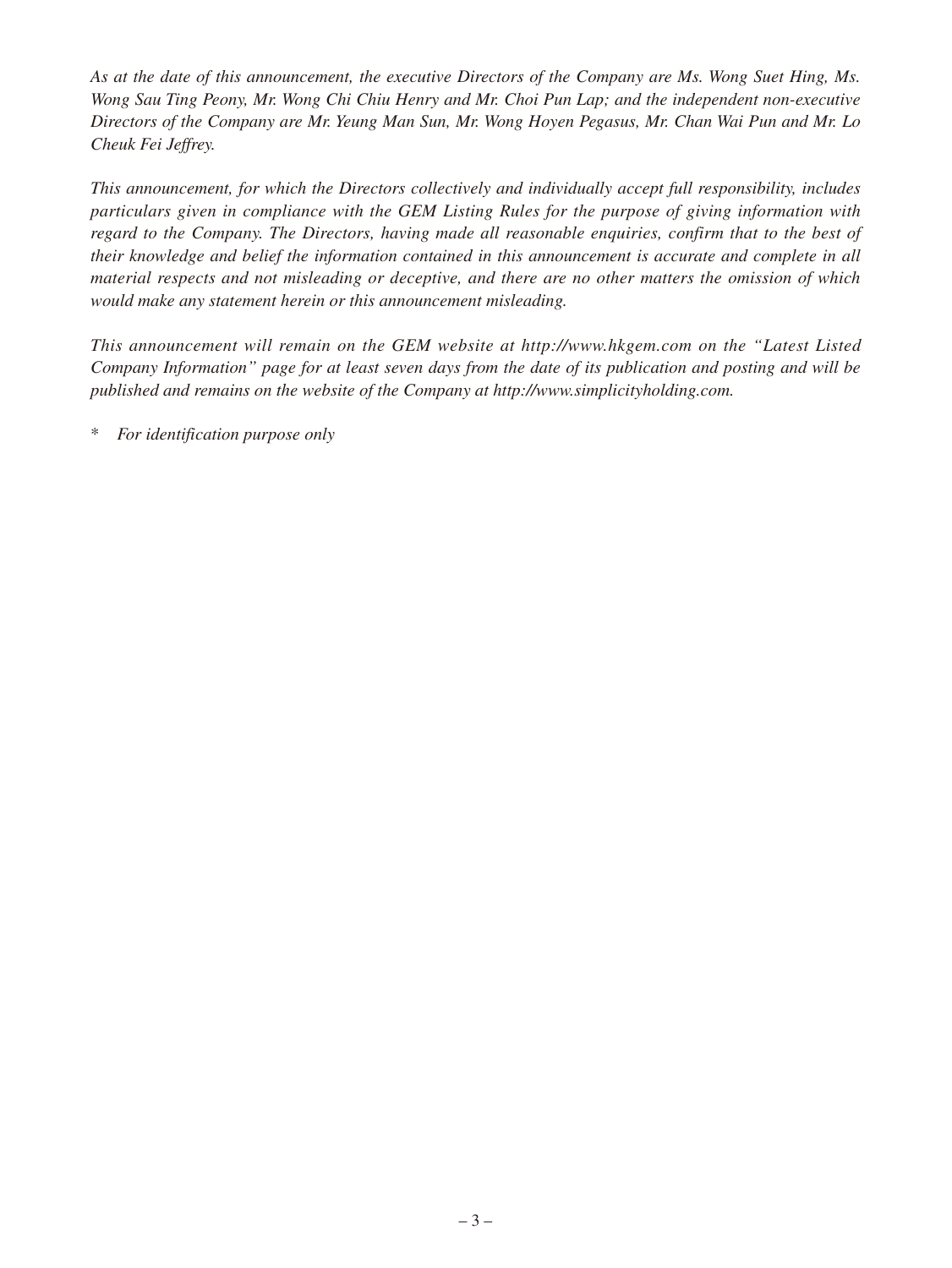*As at the date of this announcement, the executive Directors of the Company are Ms. Wong Suet Hing, Ms. Wong Sau Ting Peony, Mr. Wong Chi Chiu Henry and Mr. Choi Pun Lap; and the independent non-executive Directors of the Company are Mr. Yeung Man Sun, Mr. Wong Hoyen Pegasus, Mr. Chan Wai Pun and Mr. Lo Cheuk Fei Jeffrey.*

*This announcement, for which the Directors collectively and individually accept full responsibility, includes particulars given in compliance with the GEM Listing Rules for the purpose of giving information with regard to the Company. The Directors, having made all reasonable enquiries, confirm that to the best of their knowledge and belief the information contained in this announcement is accurate and complete in all material respects and not misleading or deceptive, and there are no other matters the omission of which would make any statement herein or this announcement misleading.*

*This announcement will remain on the GEM website at http://www.hkgem.com on the "Latest Listed Company Information" page for at least seven days from the date of its publication and posting and will be published and remains on the website of the Company at http://www.simplicityholding.com.*

\* *For identification purpose only*